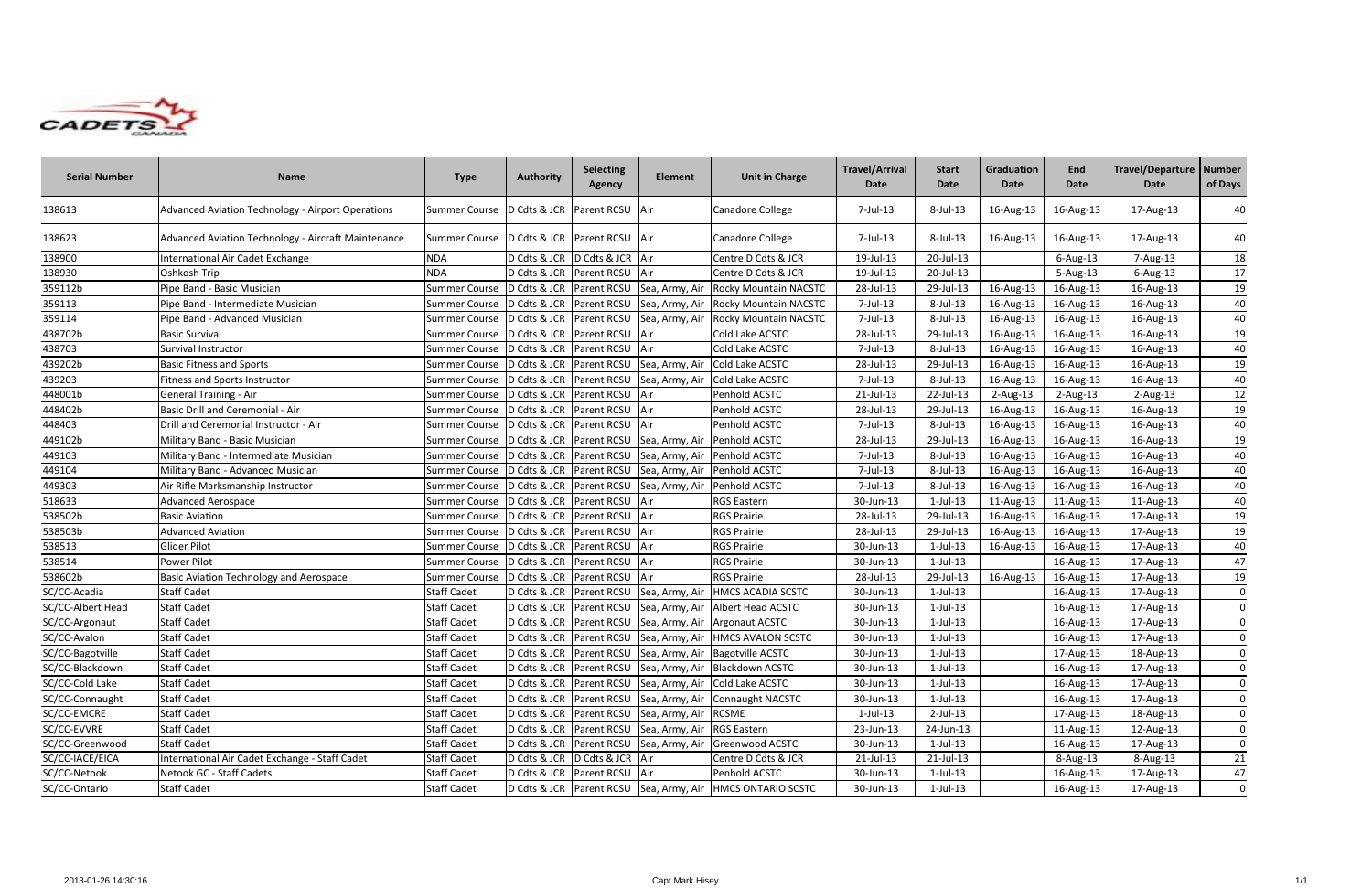| Serial Number | Name | Type | Authority | Selecting Agency | Element | Unit in Charge | Travel/Arrival Date | Start Date | Graduation Date | End Date | Travel/Departure Date | Number of Days |
|---|---|---|---|---|---|---|---|---|---|---|---|---|
| 138613 | Advanced Aviation Technology - Airport Operations | Summer Course | D Cdts & JCR | Parent RCSU | Air | Canadore College | 7-Jul-13 | 8-Jul-13 | 16-Aug-13 | 16-Aug-13 | 17-Aug-13 | 40 |
| 138623 | Advanced Aviation Technology - Aircraft Maintenance | Summer Course | D Cdts & JCR | Parent RCSU | Air | Canadore College | 7-Jul-13 | 8-Jul-13 | 16-Aug-13 | 16-Aug-13 | 17-Aug-13 | 40 |
| 138900 | International Air Cadet Exchange | NDA | D Cdts & JCR | D Cdts & JCR | Air | Centre D Cdts & JCR | 19-Jul-13 | 20-Jul-13 | | 6-Aug-13 | 7-Aug-13 | 18 |
| 138930 | Oshkosh Trip | NDA | D Cdts & JCR | Parent RCSU | Air | Centre D Cdts & JCR | 19-Jul-13 | 20-Jul-13 | | 5-Aug-13 | 6-Aug-13 | 17 |
| 359112b | Pipe Band - Basic Musician | Summer Course | D Cdts & JCR | Parent RCSU | Sea, Army, Air | Rocky Mountain NACSTC | 28-Jul-13 | 29-Jul-13 | 16-Aug-13 | 16-Aug-13 | 16-Aug-13 | 19 |
| 359113 | Pipe Band - Intermediate Musician | Summer Course | D Cdts & JCR | Parent RCSU | Sea, Army, Air | Rocky Mountain NACSTC | 7-Jul-13 | 8-Jul-13 | 16-Aug-13 | 16-Aug-13 | 16-Aug-13 | 40 |
| 359114 | Pipe Band - Advanced Musician | Summer Course | D Cdts & JCR | Parent RCSU | Sea, Army, Air | Rocky Mountain NACSTC | 7-Jul-13 | 8-Jul-13 | 16-Aug-13 | 16-Aug-13 | 16-Aug-13 | 40 |
| 438702b | Basic Survival | Summer Course | D Cdts & JCR | Parent RCSU | Air | Cold Lake ACSTC | 28-Jul-13 | 29-Jul-13 | 16-Aug-13 | 16-Aug-13 | 16-Aug-13 | 19 |
| 438703 | Survival Instructor | Summer Course | D Cdts & JCR | Parent RCSU | Air | Cold Lake ACSTC | 7-Jul-13 | 8-Jul-13 | 16-Aug-13 | 16-Aug-13 | 16-Aug-13 | 40 |
| 439202b | Basic Fitness and Sports | Summer Course | D Cdts & JCR | Parent RCSU | Sea, Army, Air | Cold Lake ACSTC | 28-Jul-13 | 29-Jul-13 | 16-Aug-13 | 16-Aug-13 | 16-Aug-13 | 19 |
| 439203 | Fitness and Sports Instructor | Summer Course | D Cdts & JCR | Parent RCSU | Sea, Army, Air | Cold Lake ACSTC | 7-Jul-13 | 8-Jul-13 | 16-Aug-13 | 16-Aug-13 | 16-Aug-13 | 40 |
| 448001b | General Training - Air | Summer Course | D Cdts & JCR | Parent RCSU | Air | Penhold ACSTC | 21-Jul-13 | 22-Jul-13 | 2-Aug-13 | 2-Aug-13 | 2-Aug-13 | 12 |
| 448402b | Basic Drill and Ceremonial - Air | Summer Course | D Cdts & JCR | Parent RCSU | Air | Penhold ACSTC | 28-Jul-13 | 29-Jul-13 | 16-Aug-13 | 16-Aug-13 | 16-Aug-13 | 19 |
| 448403 | Drill and Ceremonial Instructor - Air | Summer Course | D Cdts & JCR | Parent RCSU | Air | Penhold ACSTC | 7-Jul-13 | 8-Jul-13 | 16-Aug-13 | 16-Aug-13 | 16-Aug-13 | 40 |
| 449102b | Military Band - Basic Musician | Summer Course | D Cdts & JCR | Parent RCSU | Sea, Army, Air | Penhold ACSTC | 28-Jul-13 | 29-Jul-13 | 16-Aug-13 | 16-Aug-13 | 16-Aug-13 | 19 |
| 449103 | Military Band - Intermediate Musician | Summer Course | D Cdts & JCR | Parent RCSU | Sea, Army, Air | Penhold ACSTC | 7-Jul-13 | 8-Jul-13 | 16-Aug-13 | 16-Aug-13 | 16-Aug-13 | 40 |
| 449104 | Military Band - Advanced Musician | Summer Course | D Cdts & JCR | Parent RCSU | Sea, Army, Air | Penhold ACSTC | 7-Jul-13 | 8-Jul-13 | 16-Aug-13 | 16-Aug-13 | 16-Aug-13 | 40 |
| 449303 | Air Rifle Marksmanship Instructor | Summer Course | D Cdts & JCR | Parent RCSU | Sea, Army, Air | Penhold ACSTC | 7-Jul-13 | 8-Jul-13 | 16-Aug-13 | 16-Aug-13 | 16-Aug-13 | 40 |
| 518633 | Advanced Aerospace | Summer Course | D Cdts & JCR | Parent RCSU | Air | RGS Eastern | 30-Jun-13 | 1-Jul-13 | 11-Aug-13 | 11-Aug-13 | 11-Aug-13 | 40 |
| 538502b | Basic Aviation | Summer Course | D Cdts & JCR | Parent RCSU | Air | RGS Prairie | 28-Jul-13 | 29-Jul-13 | 16-Aug-13 | 16-Aug-13 | 17-Aug-13 | 19 |
| 538503b | Advanced Aviation | Summer Course | D Cdts & JCR | Parent RCSU | Air | RGS Prairie | 28-Jul-13 | 29-Jul-13 | 16-Aug-13 | 16-Aug-13 | 17-Aug-13 | 19 |
| 538513 | Glider Pilot | Summer Course | D Cdts & JCR | Parent RCSU | Air | RGS Prairie | 30-Jun-13 | 1-Jul-13 | 16-Aug-13 | 16-Aug-13 | 17-Aug-13 | 40 |
| 538514 | Power Pilot | Summer Course | D Cdts & JCR | Parent RCSU | Air | RGS Prairie | 30-Jun-13 | 1-Jul-13 | | 16-Aug-13 | 17-Aug-13 | 47 |
| 538602b | Basic Aviation Technology and Aerospace | Summer Course | D Cdts & JCR | Parent RCSU | Air | RGS Prairie | 28-Jul-13 | 29-Jul-13 | 16-Aug-13 | 16-Aug-13 | 17-Aug-13 | 19 |
| SC/CC-Acadia | Staff Cadet | Staff Cadet | D Cdts & JCR | Parent RCSU | Sea, Army, Air | HMCS ACADIA SCSTC | 30-Jun-13 | 1-Jul-13 | | 16-Aug-13 | 17-Aug-13 | 0 |
| SC/CC-Albert Head | Staff Cadet | Staff Cadet | D Cdts & JCR | Parent RCSU | Sea, Army, Air | Albert Head ACSTC | 30-Jun-13 | 1-Jul-13 | | 16-Aug-13 | 17-Aug-13 | 0 |
| SC/CC-Argonaut | Staff Cadet | Staff Cadet | D Cdts & JCR | Parent RCSU | Sea, Army, Air | Argonaut ACSTC | 30-Jun-13 | 1-Jul-13 | | 16-Aug-13 | 17-Aug-13 | 0 |
| SC/CC-Avalon | Staff Cadet | Staff Cadet | D Cdts & JCR | Parent RCSU | Sea, Army, Air | HMCS AVALON SCSTC | 30-Jun-13 | 1-Jul-13 | | 16-Aug-13 | 17-Aug-13 | 0 |
| SC/CC-Bagotville | Staff Cadet | Staff Cadet | D Cdts & JCR | Parent RCSU | Sea, Army, Air | Bagotville ACSTC | 30-Jun-13 | 1-Jul-13 | | 17-Aug-13 | 18-Aug-13 | 0 |
| SC/CC-Blackdown | Staff Cadet | Staff Cadet | D Cdts & JCR | Parent RCSU | Sea, Army, Air | Blackdown ACSTC | 30-Jun-13 | 1-Jul-13 | | 16-Aug-13 | 17-Aug-13 | 0 |
| SC/CC-Cold Lake | Staff Cadet | Staff Cadet | D Cdts & JCR | Parent RCSU | Sea, Army, Air | Cold Lake ACSTC | 30-Jun-13 | 1-Jul-13 | | 16-Aug-13 | 17-Aug-13 | 0 |
| SC/CC-Connaught | Staff Cadet | Staff Cadet | D Cdts & JCR | Parent RCSU | Sea, Army, Air | Connaught NACSTC | 30-Jun-13 | 1-Jul-13 | | 16-Aug-13 | 17-Aug-13 | 0 |
| SC/CC-EMCRE | Staff Cadet | Staff Cadet | D Cdts & JCR | Parent RCSU | Sea, Army, Air | RCSME | 1-Jul-13 | 2-Jul-13 | | 17-Aug-13 | 18-Aug-13 | 0 |
| SC/CC-EVVRE | Staff Cadet | Staff Cadet | D Cdts & JCR | Parent RCSU | Sea, Army, Air | RGS Eastern | 23-Jun-13 | 24-Jun-13 | | 11-Aug-13 | 12-Aug-13 | 0 |
| SC/CC-Greenwood | Staff Cadet | Staff Cadet | D Cdts & JCR | Parent RCSU | Sea, Army, Air | Greenwood ACSTC | 30-Jun-13 | 1-Jul-13 | | 16-Aug-13 | 17-Aug-13 | 0 |
| SC/CC-IACE/EICA | International Air Cadet Exchange - Staff Cadet | Staff Cadet | D Cdts & JCR | D Cdts & JCR | Air | Centre D Cdts & JCR | 21-Jul-13 | 21-Jul-13 | | 8-Aug-13 | 8-Aug-13 | 21 |
| SC/CC-Netook | Netook GC - Staff Cadets | Staff Cadet | D Cdts & JCR | Parent RCSU | Air | Penhold ACSTC | 30-Jun-13 | 1-Jul-13 | | 16-Aug-13 | 17-Aug-13 | 47 |
| SC/CC-Ontario | Staff Cadet | Staff Cadet | D Cdts & JCR | Parent RCSU | Sea, Army, Air | HMCS ONTARIO SCSTC | 30-Jun-13 | 1-Jul-13 | | 16-Aug-13 | 17-Aug-13 | 0 |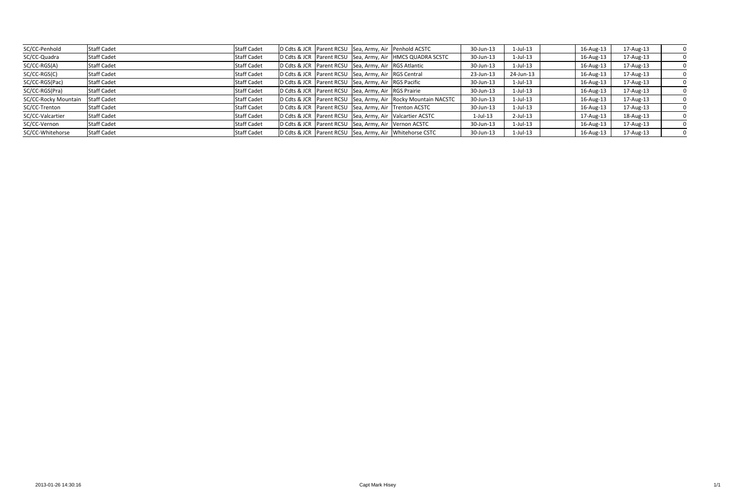| | | | | | | | | | | | | | |
|---|---|---|---|---|---|---|---|---|---|---|---|---|---|
| SC/CC-Penhold | Staff Cadet | Staff Cadet | D Cdts & JCR | Parent RCSU | Sea, Army, Air | Penhold ACSTC | 30-Jun-13 | 1-Jul-13 | | 16-Aug-13 | 17-Aug-13 | 0 |
| SC/CC-Quadra | Staff Cadet | Staff Cadet | D Cdts & JCR | Parent RCSU | Sea, Army, Air | HMCS QUADRA SCSTC | 30-Jun-13 | 1-Jul-13 | | 16-Aug-13 | 17-Aug-13 | 0 |
| SC/CC-RGS(A) | Staff Cadet | Staff Cadet | D Cdts & JCR | Parent RCSU | Sea, Army, Air | RGS Atlantic | 30-Jun-13 | 1-Jul-13 | | 16-Aug-13 | 17-Aug-13 | 0 |
| SC/CC-RGS(C) | Staff Cadet | Staff Cadet | D Cdts & JCR | Parent RCSU | Sea, Army, Air | RGS Central | 23-Jun-13 | 24-Jun-13 | | 16-Aug-13 | 17-Aug-13 | 0 |
| SC/CC-RGS(Pac) | Staff Cadet | Staff Cadet | D Cdts & JCR | Parent RCSU | Sea, Army, Air | RGS Pacific | 30-Jun-13 | 1-Jul-13 | | 16-Aug-13 | 17-Aug-13 | 0 |
| SC/CC-RGS(Pra) | Staff Cadet | Staff Cadet | D Cdts & JCR | Parent RCSU | Sea, Army, Air | RGS Prairie | 30-Jun-13 | 1-Jul-13 | | 16-Aug-13 | 17-Aug-13 | 0 |
| SC/CC-Rocky Mountain | Staff Cadet | Staff Cadet | D Cdts & JCR | Parent RCSU | Sea, Army, Air | Rocky Mountain NACSTC | 30-Jun-13 | 1-Jul-13 | | 16-Aug-13 | 17-Aug-13 | 0 |
| SC/CC-Trenton | Staff Cadet | Staff Cadet | D Cdts & JCR | Parent RCSU | Sea, Army, Air | Trenton ACSTC | 30-Jun-13 | 1-Jul-13 | | 16-Aug-13 | 17-Aug-13 | 0 |
| SC/CC-Valcartier | Staff Cadet | Staff Cadet | D Cdts & JCR | Parent RCSU | Sea, Army, Air | Valcartier ACSTC | 1-Jul-13 | 2-Jul-13 | | 17-Aug-13 | 18-Aug-13 | 0 |
| SC/CC-Vernon | Staff Cadet | Staff Cadet | D Cdts & JCR | Parent RCSU | Sea, Army, Air | Vernon ACSTC | 30-Jun-13 | 1-Jul-13 | | 16-Aug-13 | 17-Aug-13 | 0 |
| SC/CC-Whitehorse | Staff Cadet | Staff Cadet | D Cdts & JCR | Parent RCSU | Sea, Army, Air | Whitehorse CSTC | 30-Jun-13 | 1-Jul-13 | | 16-Aug-13 | 17-Aug-13 | 0 |

2013-01-26 14:30:16

Capt Mark Hisey